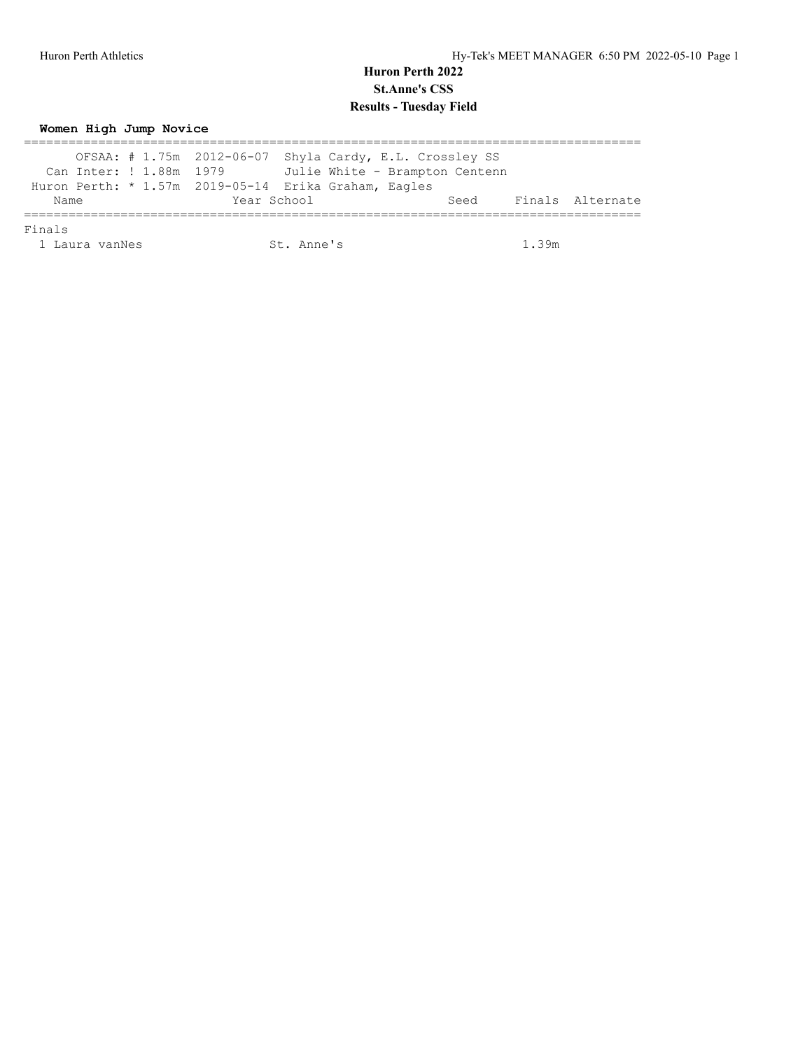# Huron Perth 2022

## St.Anne's CSS

## Results - Tuesday Field

### Women High Jump Novice

OFSAA: # 1.75m 2012-06-07 Shyla Cardy, E.L. Crossley SS

Can Inter: ! 1.88m 1979 Julie White - Brampton Centenn

Huron Perth: * 1.57m 2019-05-14 Erika Graham, Eagles

**Finals**

| | Name | Year | School | Seed | Finals | Alternate |
|---|---|---|---|---|---|---|
| 1 | Laura vanNes | | St. Anne's | | 1.39m | |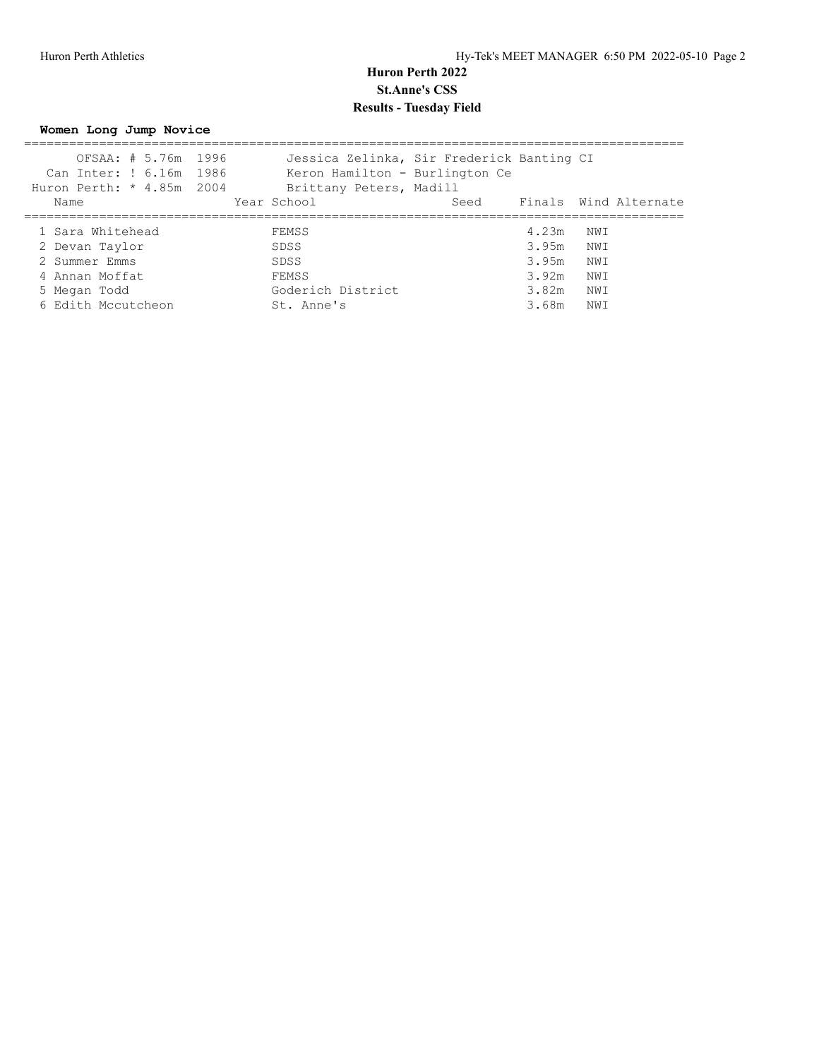# Huron Perth 2022

## St.Anne's CSS

## Results - Tuesday Field

**Women Long Jump Novice**

| Record | Mark | Year | Holder |
|---|---|---|---|
| OFSAA: # | 5.76m | 1996 | Jessica Zelinka, Sir Frederick Banting CI |
| Can Inter: ! | 6.16m | 1986 | Keron Hamilton - Burlington Ce |
| Huron Perth: * | 4.85m | 2004 | Brittany Peters, Madill |

| Place | Name | Year | School | Seed | Finals | Wind | Alternate |
|---|---|---|---|---|---|---|---|
| 1 | Sara Whitehead | | FEMSS | | 4.23m | NWI | |
| 2 | Devan Taylor | | SDSS | | 3.95m | NWI | |
| 2 | Summer Emms | | SDSS | | 3.95m | NWI | |
| 4 | Annan Moffat | | FEMSS | | 3.92m | NWI | |
| 5 | Megan Todd | | Goderich District | | 3.82m | NWI | |
| 6 | Edith Mccutcheon | | St. Anne's | | 3.68m | NWI | |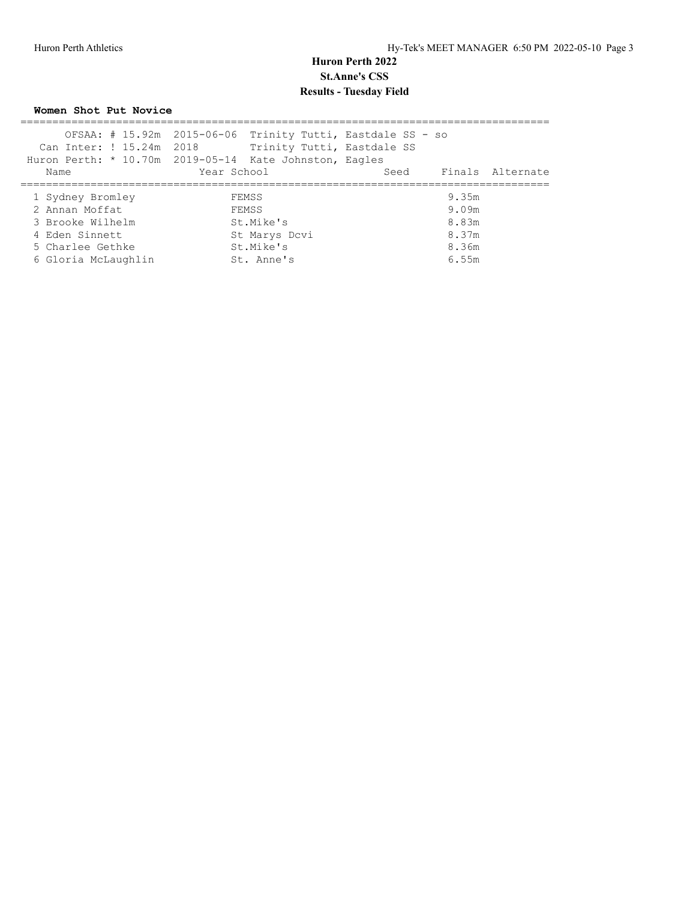# Huron Perth 2022

## St.Anne's CSS

## Results - Tuesday Field

### Women Shot Put Novice

OFSAA: # 15.92m 2015-06-06 Trinity Tutti, Eastdale SS - so
Can Inter: ! 15.24m 2018 Trinity Tutti, Eastdale SS
Huron Perth: * 10.70m 2019-05-14 Kate Johnston, Eagles

| | Name | Year | School | Seed | Finals | Alternate |
|---|---|---|---|---|---|---|
| 1 | Sydney Bromley | | FEMSS | | 9.35m | |
| 2 | Annan Moffat | | FEMSS | | 9.09m | |
| 3 | Brooke Wilhelm | | St.Mike's | | 8.83m | |
| 4 | Eden Sinnett | | St Marys Dcvi | | 8.37m | |
| 5 | Charlee Gethke | | St.Mike's | | 8.36m | |
| 6 | Gloria McLaughlin | | St. Anne's | | 6.55m | |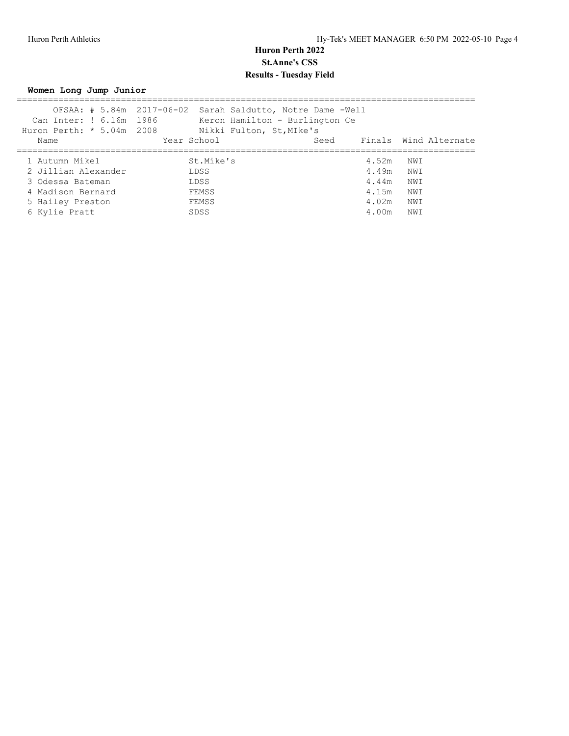# Huron Perth 2022

## St.Anne's CSS

## Results - Tuesday Field

### Women Long Jump Junior

| | | | |
|---|---|---|---|
| OFSAA: # 5.84m | 2017-06-02 | Sarah Saldutto, Notre Dame -Well | |
| Can Inter: ! 6.16m | 1986 | Keron Hamilton - Burlington Ce | |
| Huron Perth: * 5.04m | 2008 | Nikki Fulton, St,MIke's | |

| Name | Year | School | Seed | Finals | Wind | Alternate |
|---|---|---|---|---|---|---|
| 1 Autumn Mikel | | St.Mike's | | 4.52m | NWI | |
| 2 Jillian Alexander | | LDSS | | 4.49m | NWI | |
| 3 Odessa Bateman | | LDSS | | 4.44m | NWI | |
| 4 Madison Bernard | | FEMSS | | 4.15m | NWI | |
| 5 Hailey Preston | | FEMSS | | 4.02m | NWI | |
| 6 Kylie Pratt | | SDSS | | 4.00m | NWI | |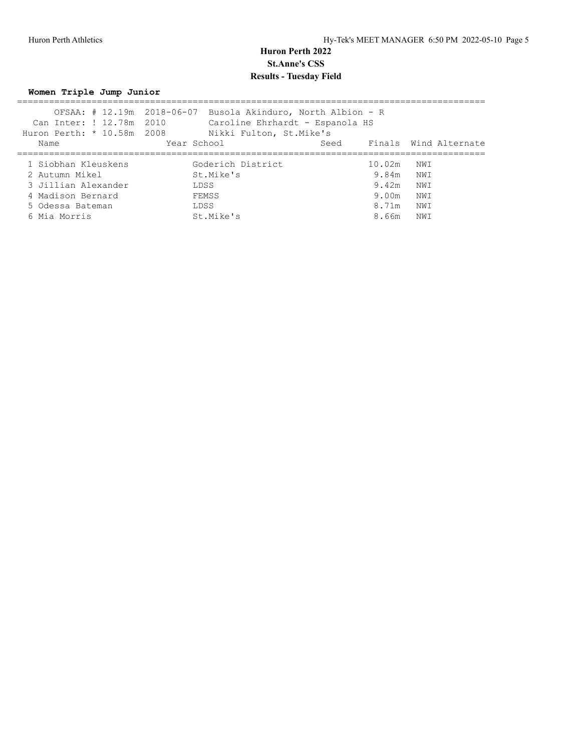# Huron Perth 2022

## St.Anne's CSS

## Results - Tuesday Field

### Women Triple Jump Junior

OFSAA: # 12.19m 2018-06-07 Busola Akinduro, North Albion - R
Can Inter: ! 12.78m 2010 Caroline Ehrhardt - Espanola HS
Huron Perth: * 10.58m 2008 Nikki Fulton, St.Mike's

| Name | Year | School | Seed | Finals | Wind | Alternate |
|---|---|---|---|---|---|---|
| 1 Siobhan Kleuskens | | Goderich District | | 10.02m | NWI | |
| 2 Autumn Mikel | | St.Mike's | | 9.84m | NWI | |
| 3 Jillian Alexander | | LDSS | | 9.42m | NWI | |
| 4 Madison Bernard | | FEMSS | | 9.00m | NWI | |
| 5 Odessa Bateman | | LDSS | | 8.71m | NWI | |
| 6 Mia Morris | | St.Mike's | | 8.66m | NWI | |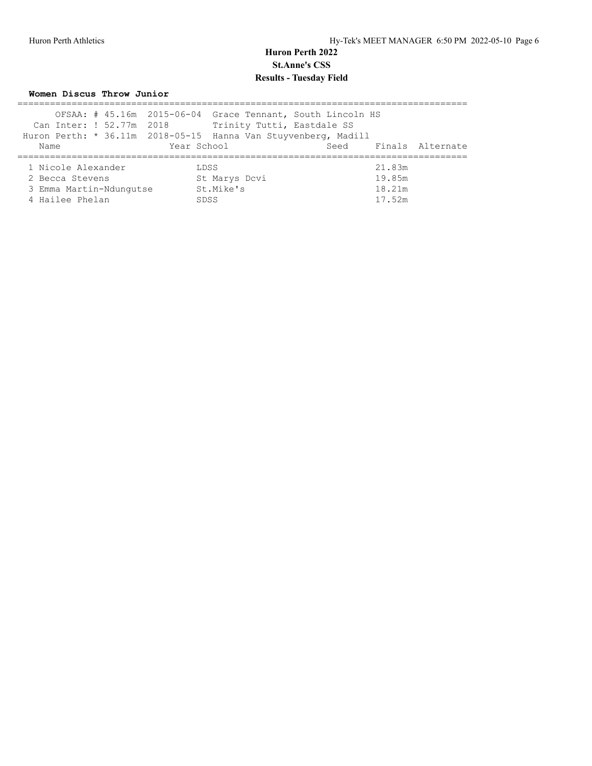# Huron Perth 2022

## St.Anne's CSS

## Results - Tuesday Field

### Women Discus Throw Junior

OFSAA: # 45.16m 2015-06-04 Grace Tennant, South Lincoln HS
Can Inter: ! 52.77m 2018 Trinity Tutti, Eastdale SS
Huron Perth: * 36.11m 2018-05-15 Hanna Van Stuyvenberg, Madill

| Name | Year | School | Seed | Finals | Alternate |
|---|---|---|---|---|---|
| 1 Nicole Alexander | | LDSS | | 21.83m | |
| 2 Becca Stevens | | St Marys Dcvi | | 19.85m | |
| 3 Emma Martin-Ndungutse | | St.Mike's | | 18.21m | |
| 4 Hailee Phelan | | SDSS | | 17.52m | |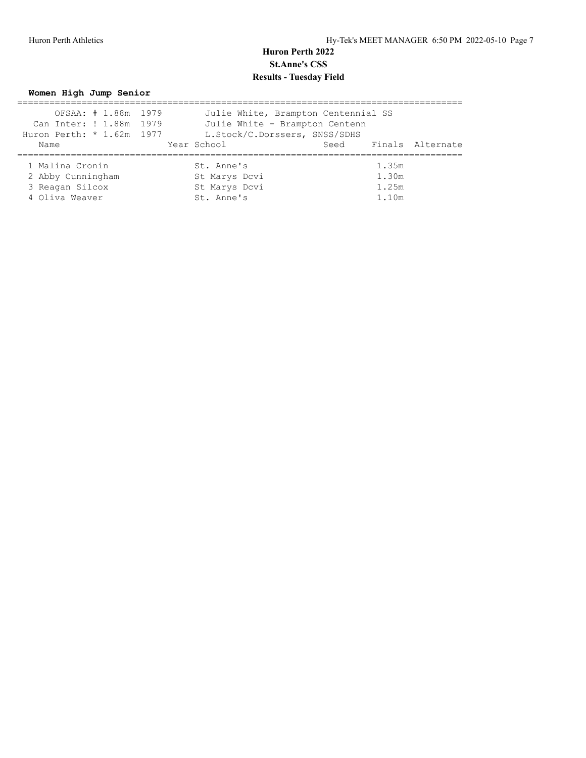# Huron Perth 2022

## St.Anne's CSS

### Results - Tuesday Field

**Women High Jump Senior**

| Record | Mark | Year | Holder |
| --- | --- | --- | --- |
| OFSAA: # | 1.88m | 1979 | Julie White, Brampton Centennial SS |
| Can Inter: ! | 1.88m | 1979 | Julie White - Brampton Centenn |
| Huron Perth: * | 1.62m | 1977 | L.Stock/C.Dorssers, SNSS/SDHS |

| Place | Name | Year | School | Seed | Finals | Alternate |
| --- | --- | --- | --- | --- | --- | --- |
| 1 | Malina Cronin | | St. Anne's | | 1.35m | |
| 2 | Abby Cunningham | | St Marys Dcvi | | 1.30m | |
| 3 | Reagan Silcox | | St Marys Dcvi | | 1.25m | |
| 4 | Oliva Weaver | | St. Anne's | | 1.10m | |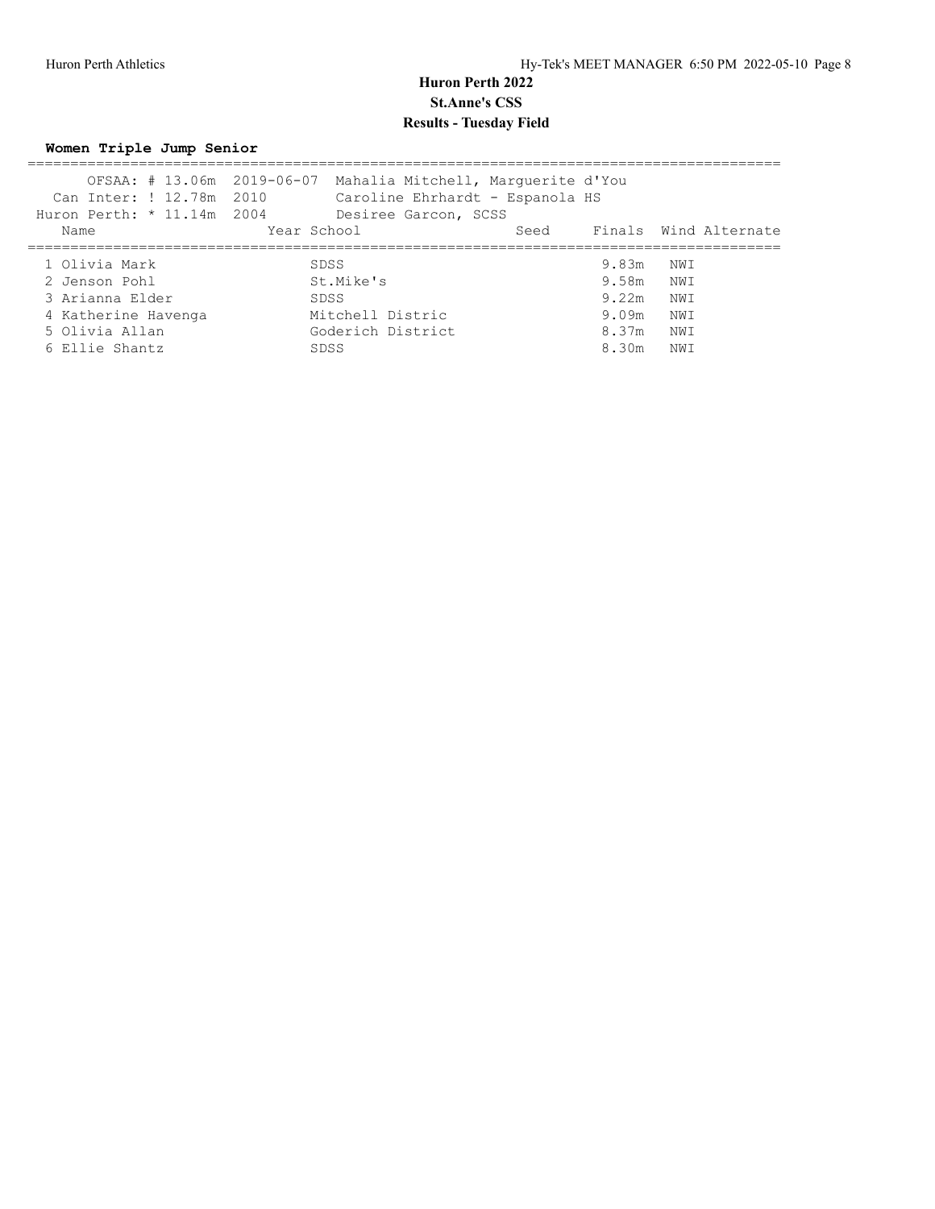# Huron Perth 2022

## St.Anne's CSS

## Results - Tuesday Field

### Women Triple Jump Senior

OFSAA: # 13.06m 2019-06-07 Mahalia Mitchell, Marguerite d'You
Can Inter: ! 12.78m 2010 Caroline Ehrhardt - Espanola HS
Huron Perth: * 11.14m 2004 Desiree Garcon, SCSS

| Name | Year | School | Seed | Finals | Wind | Alternate |
|---|---|---|---|---|---|---|
| 1 Olivia Mark | | SDSS | | 9.83m | NWI | |
| 2 Jenson Pohl | | St.Mike's | | 9.58m | NWI | |
| 3 Arianna Elder | | SDSS | | 9.22m | NWI | |
| 4 Katherine Havenga | | Mitchell Distric | | 9.09m | NWI | |
| 5 Olivia Allan | | Goderich District | | 8.37m | NWI | |
| 6 Ellie Shantz | | SDSS | | 8.30m | NWI | |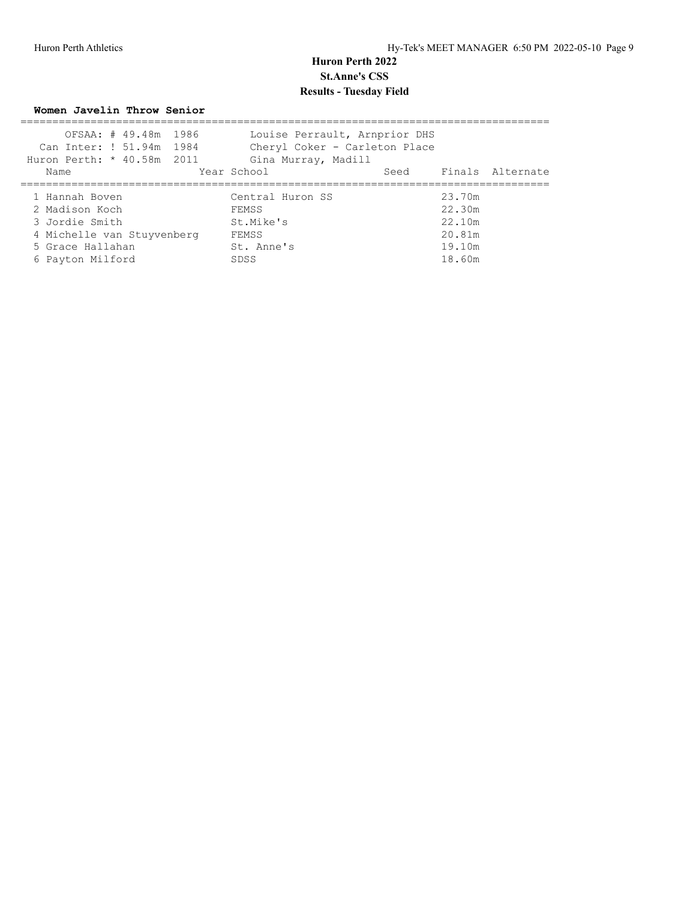# Huron Perth 2022

## St.Anne's CSS

## Results - Tuesday Field

### Women Javelin Throw Senior

| Record | Mark | Year | Holder |
| --- | --- | --- | --- |
| OFSAA: # | 49.48m | 1986 | Louise Perrault, Arnprior DHS |
| Can Inter: ! | 51.94m | 1984 | Cheryl Coker - Carleton Place |
| Huron Perth: * | 40.58m | 2011 | Gina Murray, Madill |

| Name | Year | School | Seed | Finals | Alternate |
| --- | --- | --- | --- | --- | --- |
| 1 Hannah Boven | | Central Huron SS | | 23.70m | |
| 2 Madison Koch | | FEMSS | | 22.30m | |
| 3 Jordie Smith | | St.Mike's | | 22.10m | |
| 4 Michelle van Stuyvenberg | | FEMSS | | 20.81m | |
| 5 Grace Hallahan | | St. Anne's | | 19.10m | |
| 6 Payton Milford | | SDSS | | 18.60m | |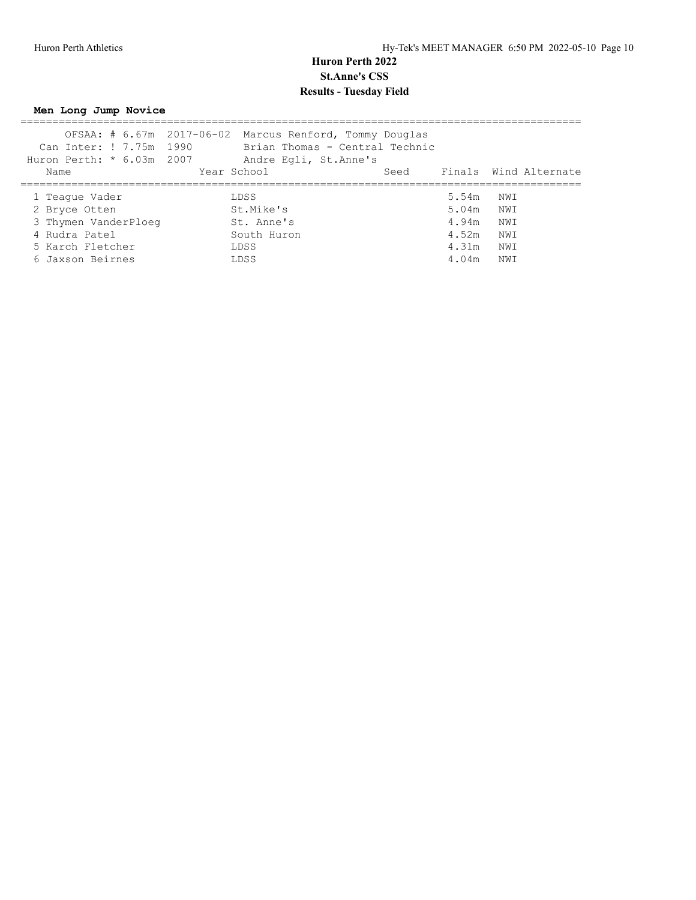# Huron Perth 2022

## St.Anne's CSS

## Results - Tuesday Field

### Men Long Jump Novice

OFSAA: # 6.67m 2017-06-02 Marcus Renford, Tommy Douglas
Can Inter: ! 7.75m 1990 Brian Thomas - Central Technic
Huron Perth: * 6.03m 2007 Andre Egli, St.Anne's

| | Name | Year | School | Seed | Finals | Wind | Alternate |
|---|---|---|---|---|---|---|---|
| 1 | Teague Vader | | LDSS | | 5.54m | NWI | |
| 2 | Bryce Otten | | St.Mike's | | 5.04m | NWI | |
| 3 | Thymen VanderPloeg | | St. Anne's | | 4.94m | NWI | |
| 4 | Rudra Patel | | South Huron | | 4.52m | NWI | |
| 5 | Karch Fletcher | | LDSS | | 4.31m | NWI | |
| 6 | Jaxson Beirnes | | LDSS | | 4.04m | NWI | |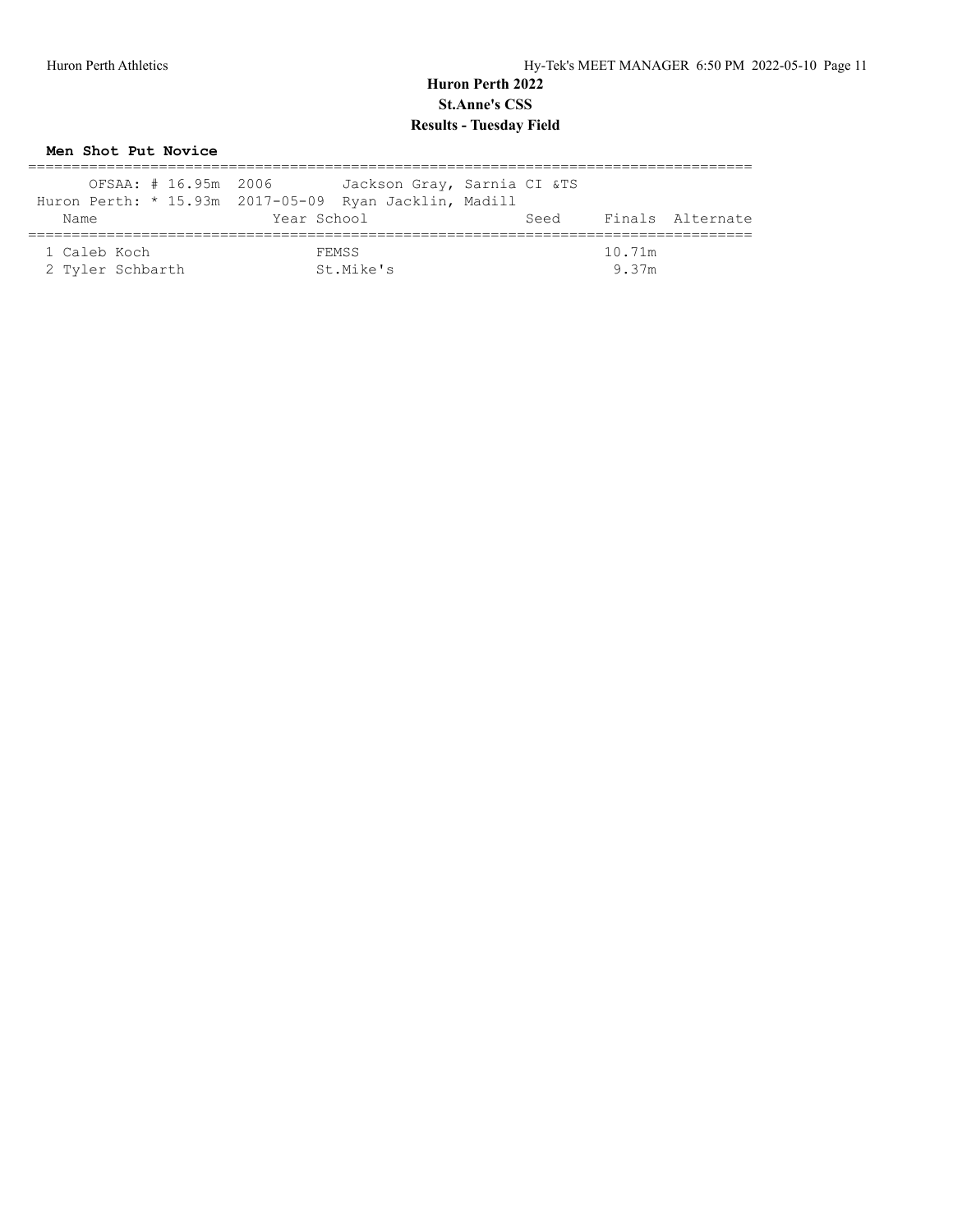# Huron Perth 2022

## St.Anne's CSS

## Results - Tuesday Field

### Men Shot Put Novice

OFSAA: # 16.95m 2006 Jackson Gray, Sarnia CI &TS

Huron Perth: * 15.93m 2017-05-09 Ryan Jacklin, Madill

| | Name | Year | School | Seed | Finals | Alternate |
|---|---|---|---|---|---|---|
| 1 | Caleb Koch | | FEMSS | | 10.71m | |
| 2 | Tyler Schbarth | | St.Mike's | | 9.37m | |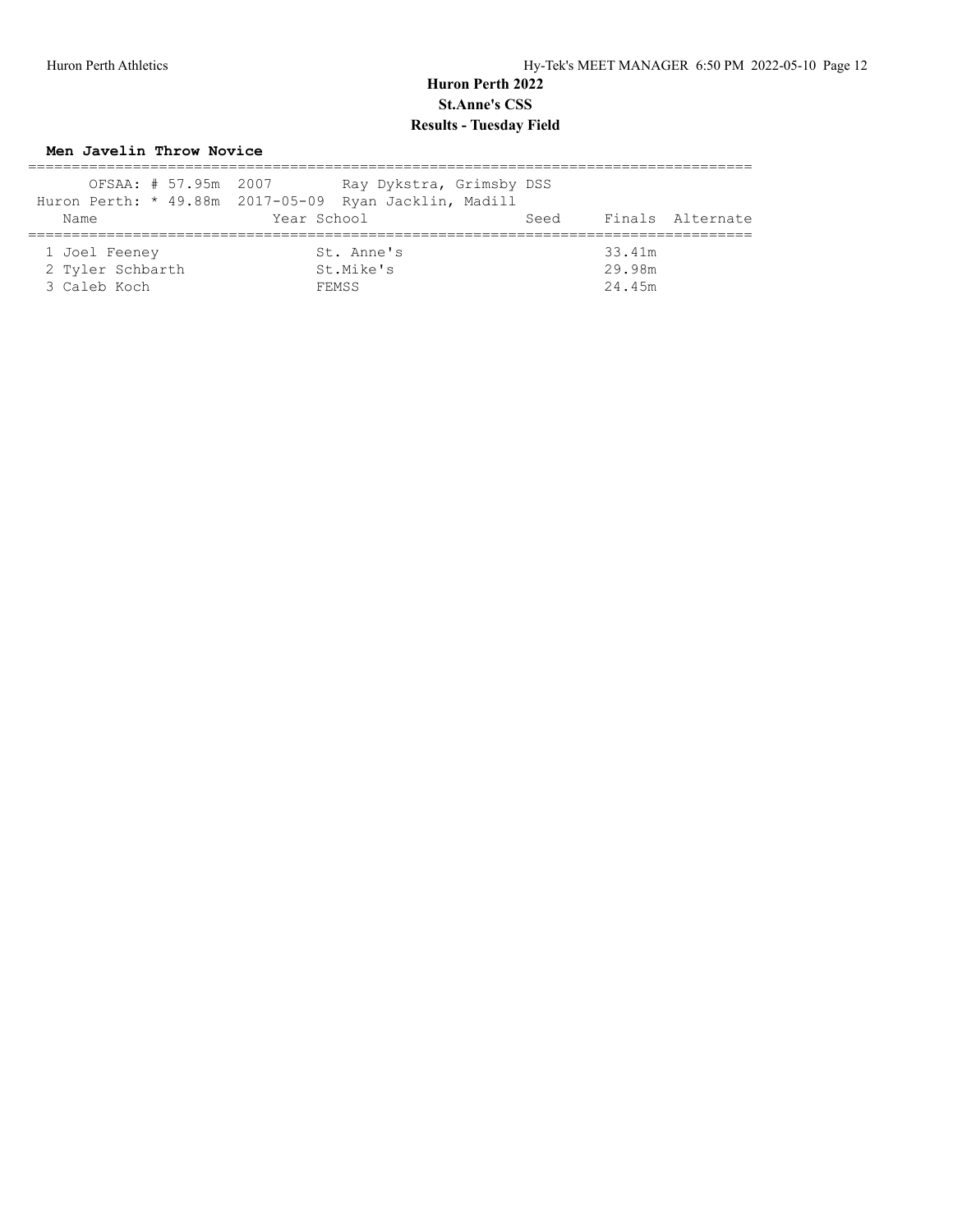# Huron Perth 2022

## St.Anne's CSS

## Results - Tuesday Field

**Men Javelin Throw Novice**

OFSAA: # 57.95m 2007 Ray Dykstra, Grimsby DSS
Huron Perth: * 49.88m 2017-05-09 Ryan Jacklin, Madill

| | Name | Year | School | Seed | Finals | Alternate |
|---|---|---|---|---|---|---|
| 1 | Joel Feeney | | St. Anne's | | 33.41m | |
| 2 | Tyler Schbarth | | St.Mike's | | 29.98m | |
| 3 | Caleb Koch | | FEMSS | | 24.45m | |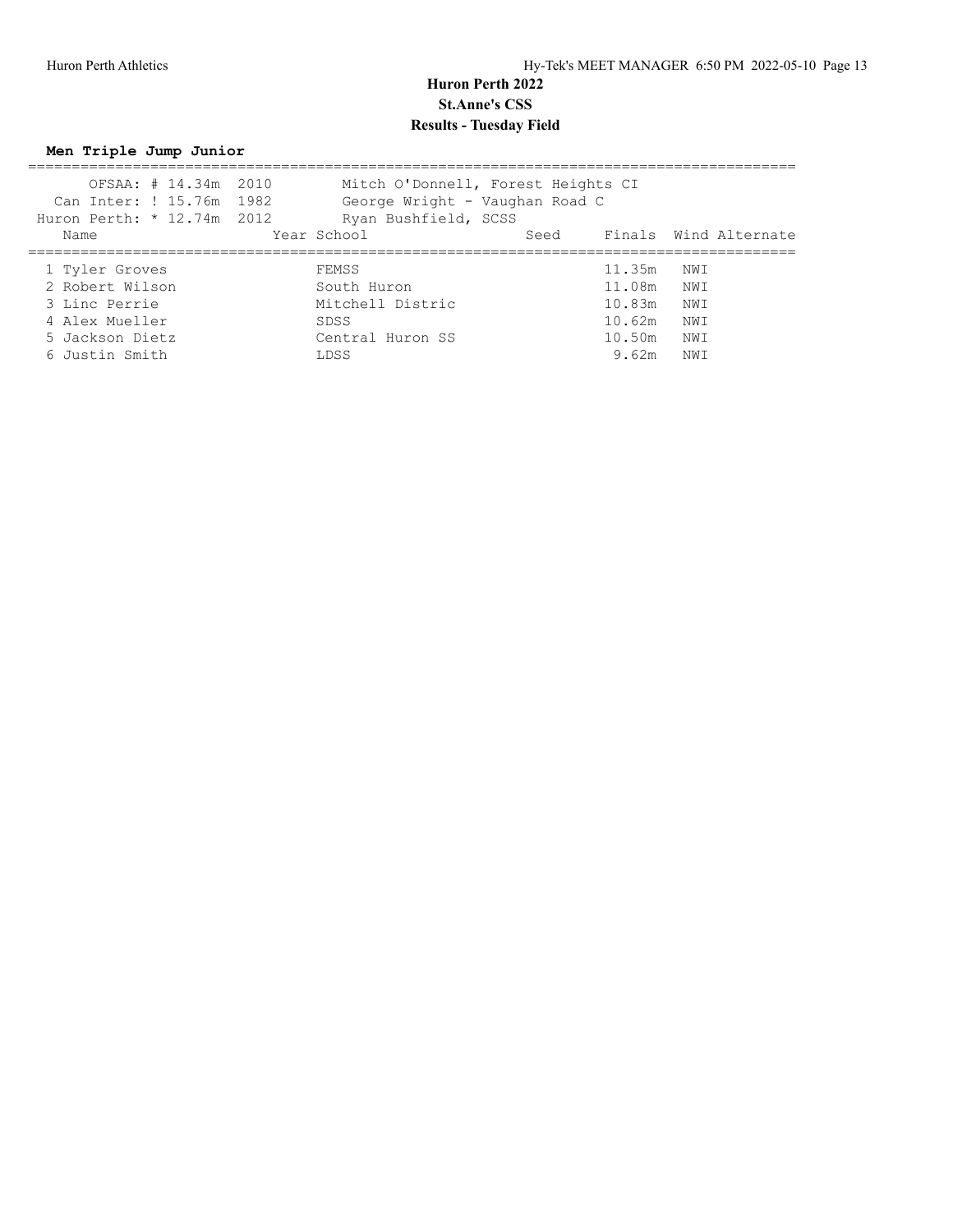# Huron Perth 2022

## St.Anne's CSS

## Results - Tuesday Field

### Men Triple Jump Junior

| Record | Mark | Year | Holder |
|---|---|---|---|
| OFSAA: # | 14.34m | 2010 | Mitch O'Donnell, Forest Heights CI |
| Can Inter: ! | 15.76m | 1982 | George Wright - Vaughan Road C |
| Huron Perth: * | 12.74m | 2012 | Ryan Bushfield, SCSS |

| Place | Name | Year | School | Seed | Finals | Wind | Alternate |
|---|---|---|---|---|---|---|---|
| 1 | Tyler Groves | | FEMSS | | 11.35m | NWI | |
| 2 | Robert Wilson | | South Huron | | 11.08m | NWI | |
| 3 | Linc Perrie | | Mitchell Distric | | 10.83m | NWI | |
| 4 | Alex Mueller | | SDSS | | 10.62m | NWI | |
| 5 | Jackson Dietz | | Central Huron SS | | 10.50m | NWI | |
| 6 | Justin Smith | | LDSS | | 9.62m | NWI | |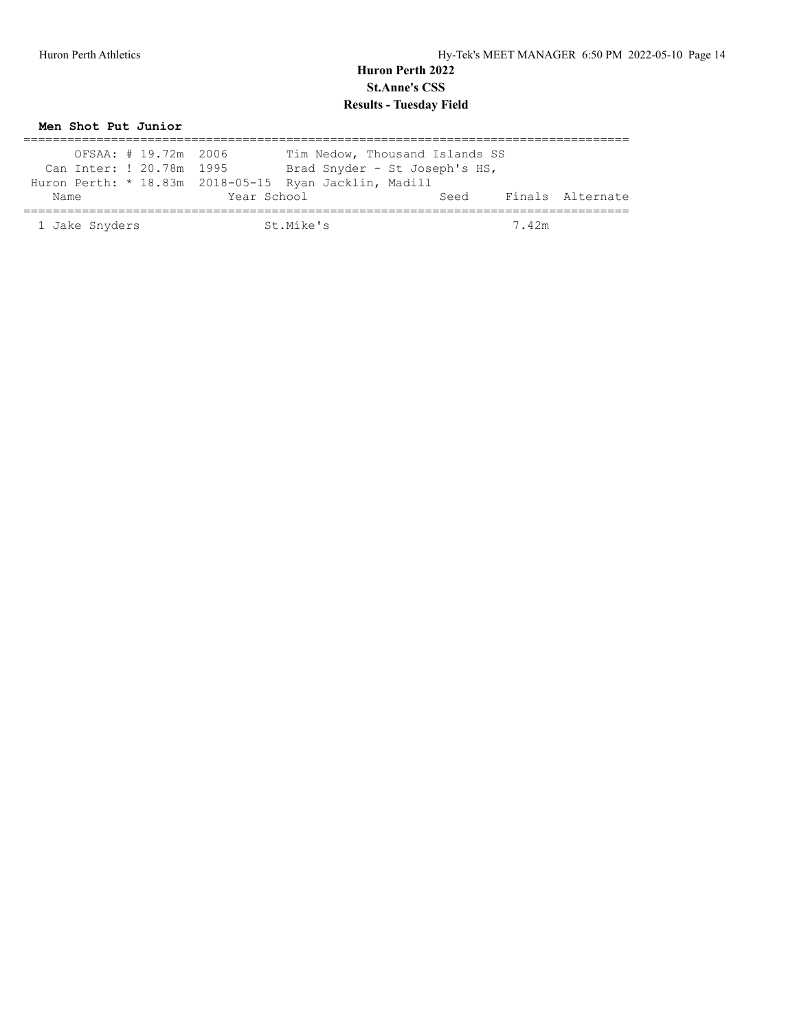# Huron Perth 2022

## St.Anne's CSS

## Results - Tuesday Field

**Men Shot Put Junior**

```
================================================================================
       OFSAA: # 19.72m  2006        Tim Nedow, Thousand Islands SS
   Can Inter: ! 20.78m  1995        Brad Snyder - St Joseph's HS,
 Huron Perth: * 18.83m  2018-05-15  Ryan Jacklin, Madill
    Name                    Year School                 Seed     Finals  Alternate
================================================================================
  1 Jake Snyders                 St.Mike's                        7.42m
```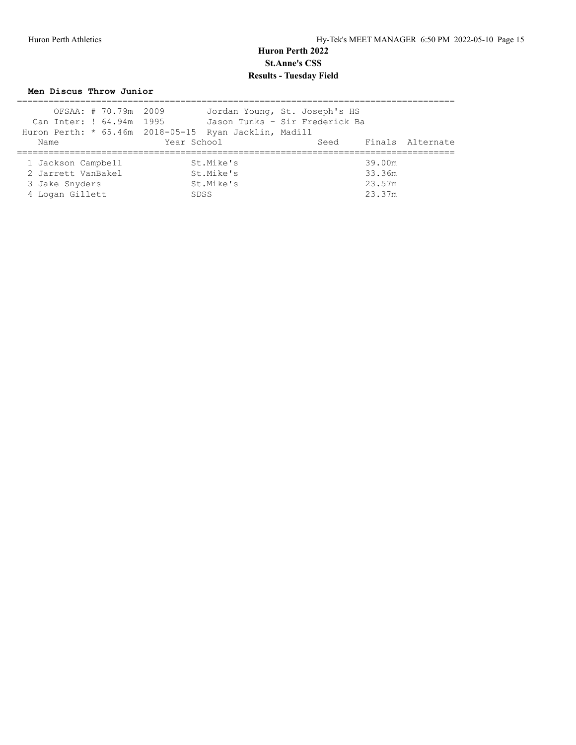# Huron Perth 2022

## St.Anne's CSS

## Results - Tuesday Field

### Men Discus Throw Junior

OFSAA: # 70.79m 2009 Jordan Young, St. Joseph's HS
Can Inter: ! 64.94m 1995 Jason Tunks - Sir Frederick Ba
Huron Perth: * 65.46m 2018-05-15 Ryan Jacklin, Madill

| | Name | Year | School | Seed | Finals | Alternate |
|---|---|---|---|---|---|---|
| 1 | Jackson Campbell | | St.Mike's | | 39.00m | |
| 2 | Jarrett VanBakel | | St.Mike's | | 33.36m | |
| 3 | Jake Snyders | | St.Mike's | | 23.57m | |
| 4 | Logan Gillett | | SDSS | | 23.37m | |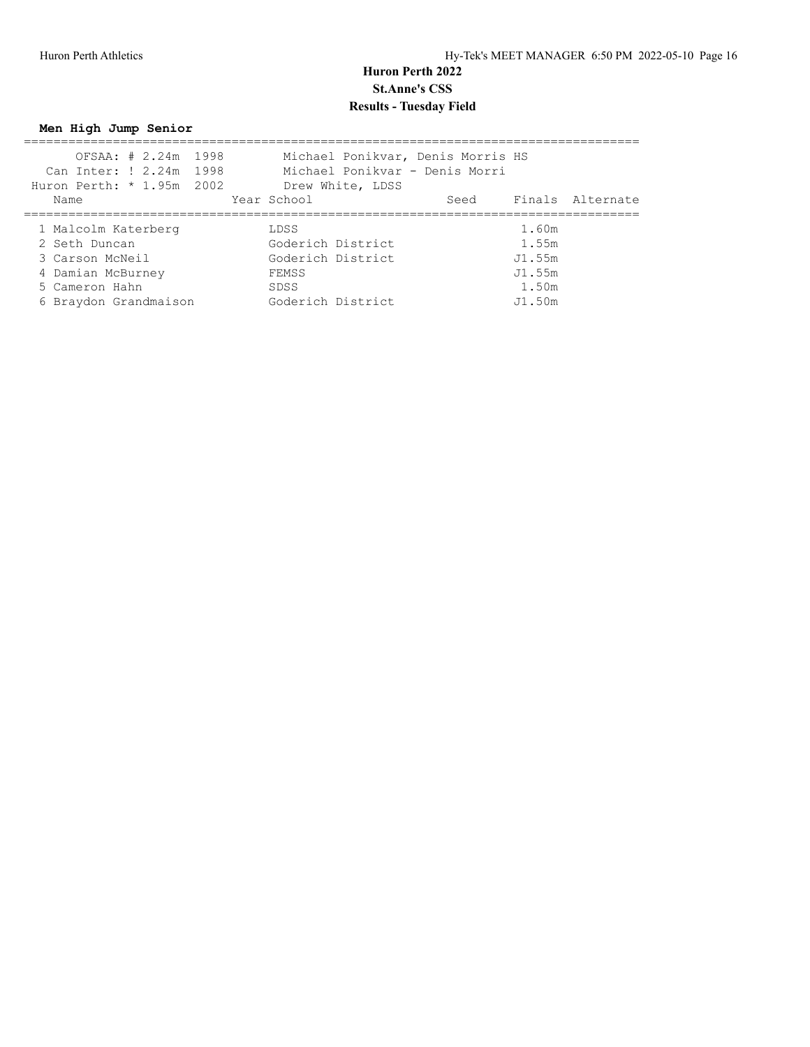# Huron Perth 2022
## St.Anne's CSS
## Results - Tuesday Field

### Men High Jump Senior

| | Record | | Holder |
|---|---|---|---|
| OFSAA: | # 2.24m | 1998 | Michael Ponikvar, Denis Morris HS |
| Can Inter: | ! 2.24m | 1998 | Michael Ponikvar - Denis Morri |
| Huron Perth: | * 1.95m | 2002 | Drew White, LDSS |

| Name | Year | School | Seed | Finals | Alternate |
|---|---|---|---|---|---|
| 1 Malcolm Katerberg | | LDSS | | 1.60m | |
| 2 Seth Duncan | | Goderich District | | 1.55m | |
| 3 Carson McNeil | | Goderich District | | J1.55m | |
| 4 Damian McBurney | | FEMSS | | J1.55m | |
| 5 Cameron Hahn | | SDSS | | 1.50m | |
| 6 Braydon Grandmaison | | Goderich District | | J1.50m | |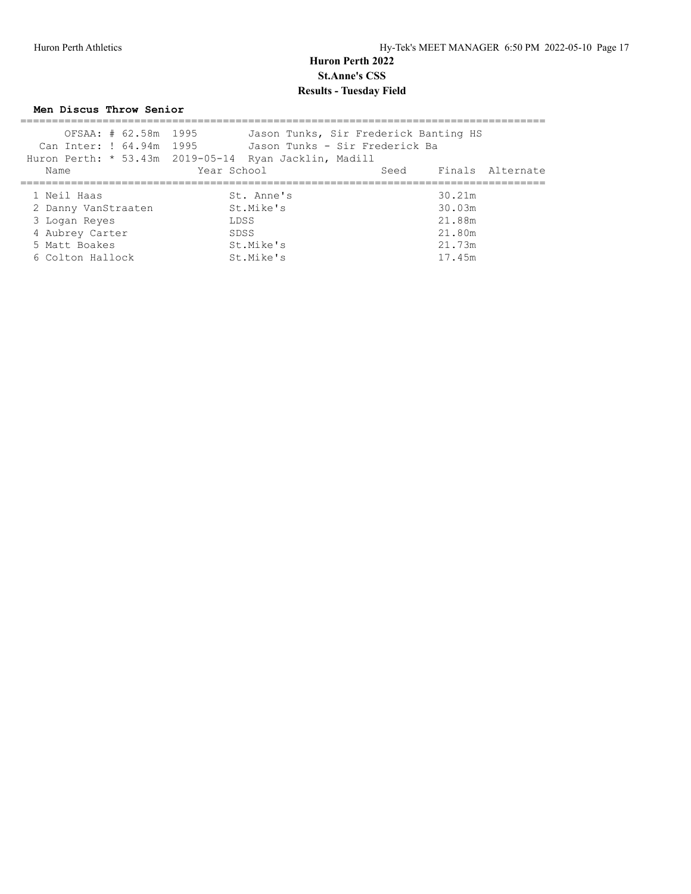# Huron Perth 2022

## St.Anne's CSS

## Results - Tuesday Field

**Men Discus Throw Senior**

OFSAA: # 62.58m 1995 Jason Tunks, Sir Frederick Banting HS
Can Inter: ! 64.94m 1995 Jason Tunks - Sir Frederick Ba
Huron Perth: * 53.43m 2019-05-14 Ryan Jacklin, Madill

| Name | Year | School | Seed | Finals | Alternate |
|---|---|---|---|---|---|
| 1 Neil Haas | | St. Anne's | | 30.21m | |
| 2 Danny VanStraaten | | St.Mike's | | 30.03m | |
| 3 Logan Reyes | | LDSS | | 21.88m | |
| 4 Aubrey Carter | | SDSS | | 21.80m | |
| 5 Matt Boakes | | St.Mike's | | 21.73m | |
| 6 Colton Hallock | | St.Mike's | | 17.45m | |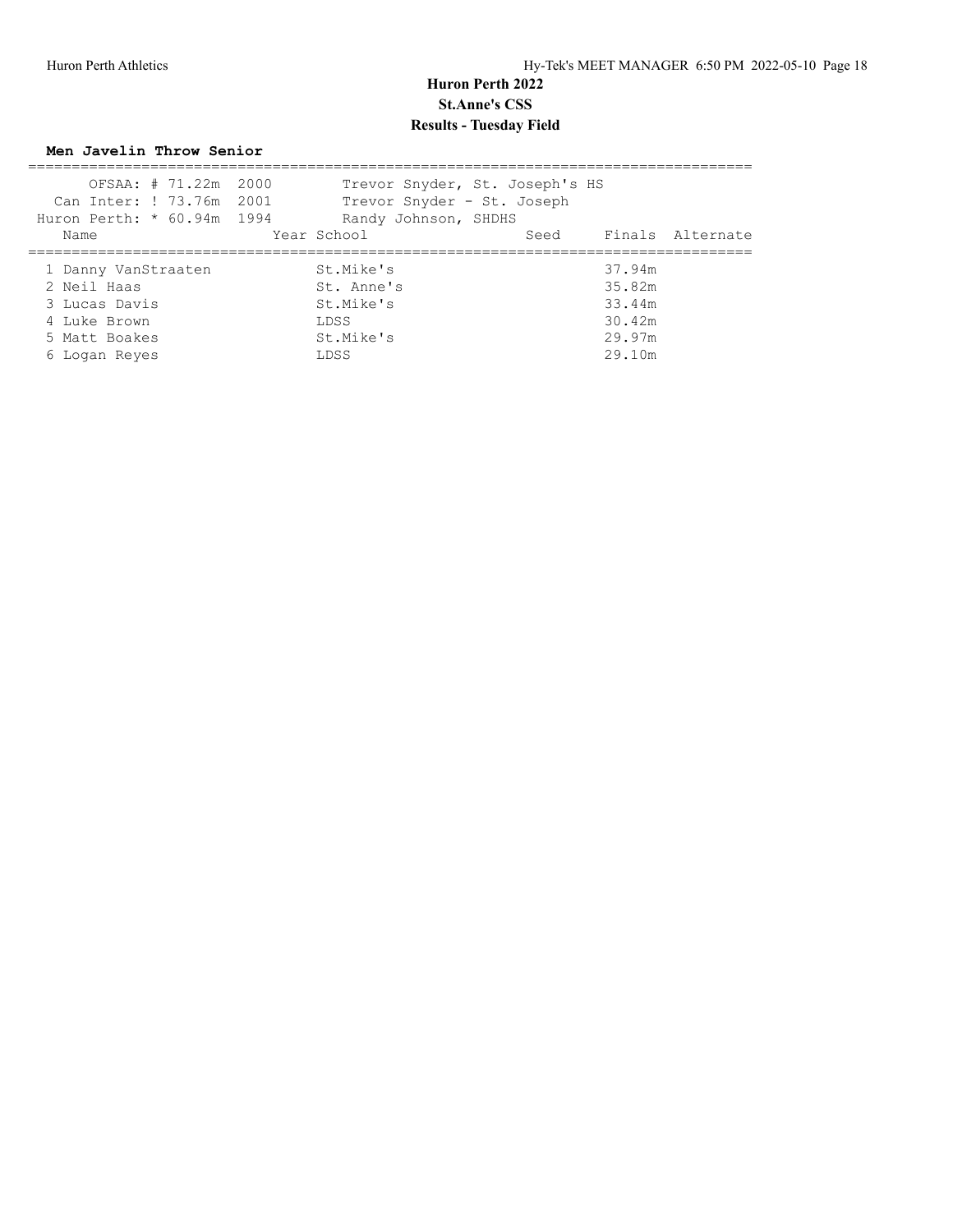# Huron Perth 2022

## St.Anne's CSS

### Results - Tuesday Field

**Men Javelin Throw Senior**

| Record | Mark | Year | Holder |
|---|---|---|---|
| OFSAA: # | 71.22m | 2000 | Trevor Snyder, St. Joseph's HS |
| Can Inter: ! | 73.76m | 2001 | Trevor Snyder - St. Joseph |
| Huron Perth: * | 60.94m | 1994 | Randy Johnson, SHDHS |

| Name | Year | School | Seed | Finals | Alternate |
|---|---|---|---|---|---|
| 1 Danny VanStraaten | | St.Mike's | | 37.94m | |
| 2 Neil Haas | | St. Anne's | | 35.82m | |
| 3 Lucas Davis | | St.Mike's | | 33.44m | |
| 4 Luke Brown | | LDSS | | 30.42m | |
| 5 Matt Boakes | | St.Mike's | | 29.97m | |
| 6 Logan Reyes | | LDSS | | 29.10m | |